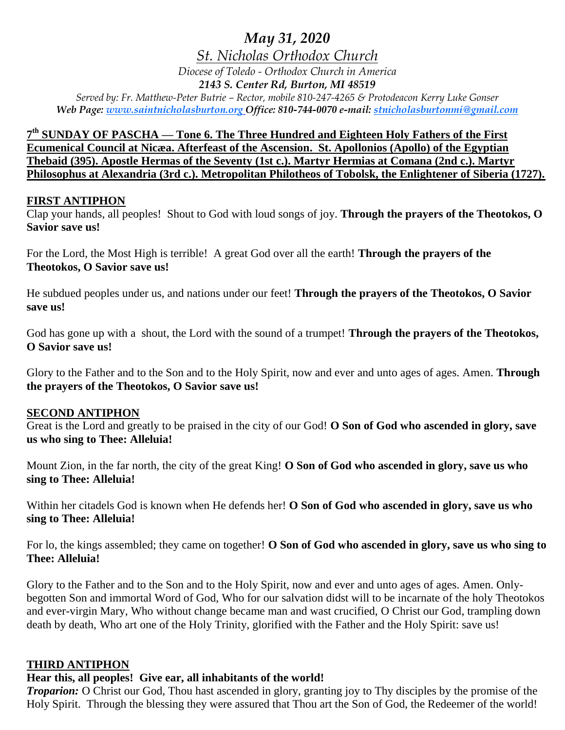# *May 31, 2020*

## *St. Nicholas Orthodox Church*

*Diocese of Toledo - Orthodox Church in America*

***2143 S. Center Rd, Burton, MI 48519***

*Served by: Fr. Matthew-Peter Butrie – Rector, mobile 810-247-4265 & Protodeacon Kerry Luke Gonser*

***Web Page: www.saintnicholasburton.org Office: 810-744-0070 e-mail: stnicholasburtonmi@gmail.com***

**7th SUNDAY OF PASCHA — Tone 6. The Three Hundred and Eighteen Holy Fathers of the First Ecumenical Council at Nicæa. Afterfeast of the Ascension. St. Apollonios (Apollo) of the Egyptian Thebaid (395). Apostle Hermas of the Seventy (1st c.). Martyr Hermias at Comana (2nd c.). Martyr Philosophus at Alexandria (3rd c.). Metropolitan Philotheos of Tobolsk, the Enlightener of Siberia (1727).**

### FIRST ANTIPHON

Clap your hands, all peoples! Shout to God with loud songs of joy. **Through the prayers of the Theotokos, O Savior save us!**

For the Lord, the Most High is terrible! A great God over all the earth! **Through the prayers of the Theotokos, O Savior save us!**

He subdued peoples under us, and nations under our feet! **Through the prayers of the Theotokos, O Savior save us!**

God has gone up with a shout, the Lord with the sound of a trumpet! **Through the prayers of the Theotokos, O Savior save us!**

Glory to the Father and to the Son and to the Holy Spirit, now and ever and unto ages of ages. Amen. **Through the prayers of the Theotokos, O Savior save us!**

### SECOND ANTIPHON

Great is the Lord and greatly to be praised in the city of our God! **O Son of God who ascended in glory, save us who sing to Thee: Alleluia!**

Mount Zion, in the far north, the city of the great King! **O Son of God who ascended in glory, save us who sing to Thee: Alleluia!**

Within her citadels God is known when He defends her! **O Son of God who ascended in glory, save us who sing to Thee: Alleluia!**

For lo, the kings assembled; they came on together! **O Son of God who ascended in glory, save us who sing to Thee: Alleluia!**

Glory to the Father and to the Son and to the Holy Spirit, now and ever and unto ages of ages. Amen. Only-begotten Son and immortal Word of God, Who for our salvation didst will to be incarnate of the holy Theotokos and ever-virgin Mary, Who without change became man and wast crucified, O Christ our God, trampling down death by death, Who art one of the Holy Trinity, glorified with the Father and the Holy Spirit: save us!

### THIRD ANTIPHON

**Hear this, all peoples! Give ear, all inhabitants of the world!**

***Troparion:*** O Christ our God, Thou hast ascended in glory, granting joy to Thy disciples by the promise of the Holy Spirit. Through the blessing they were assured that Thou art the Son of God, the Redeemer of the world!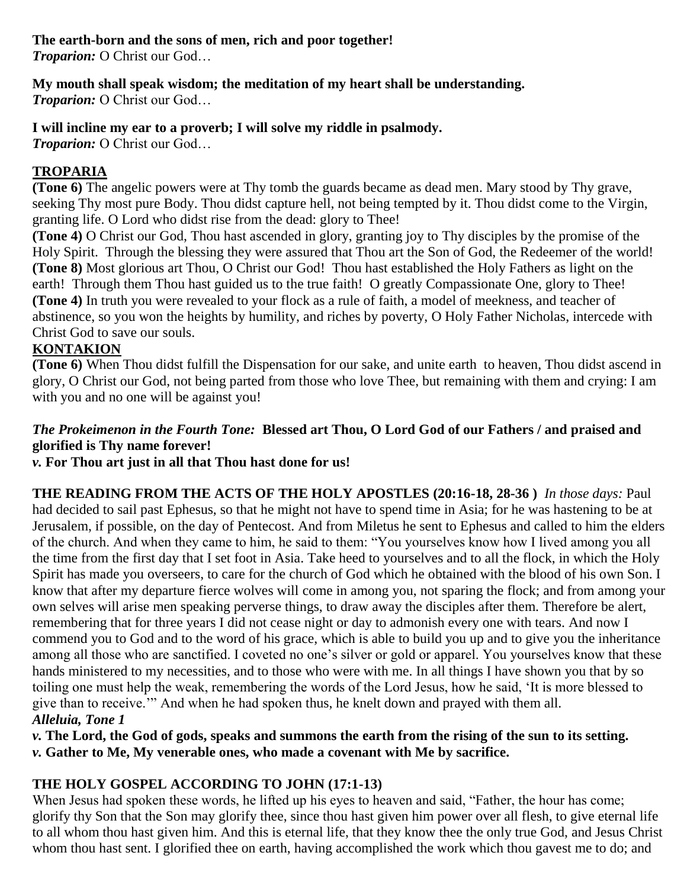**The earth-born and the sons of men, rich and poor together!**
***Troparion:*** O Christ our God…

**My mouth shall speak wisdom; the meditation of my heart shall be understanding.**
***Troparion:*** O Christ our God…

**I will incline my ear to a proverb; I will solve my riddle in psalmody.**
***Troparion:*** O Christ our God…

## TROPARIA

**(Tone 6)** The angelic powers were at Thy tomb the guards became as dead men. Mary stood by Thy grave, seeking Thy most pure Body. Thou didst capture hell, not being tempted by it. Thou didst come to the Virgin, granting life. O Lord who didst rise from the dead: glory to Thee!

**(Tone 4)** O Christ our God, Thou hast ascended in glory, granting joy to Thy disciples by the promise of the Holy Spirit. Through the blessing they were assured that Thou art the Son of God, the Redeemer of the world!

**(Tone 8)** Most glorious art Thou, O Christ our God! Thou hast established the Holy Fathers as light on the earth! Through them Thou hast guided us to the true faith! O greatly Compassionate One, glory to Thee!

**(Tone 4)** In truth you were revealed to your flock as a rule of faith, a model of meekness, and teacher of abstinence, so you won the heights by humility, and riches by poverty, O Holy Father Nicholas, intercede with Christ God to save our souls.

## KONTAKION

**(Tone 6)** When Thou didst fulfill the Dispensation for our sake, and unite earth to heaven, Thou didst ascend in glory, O Christ our God, not being parted from those who love Thee, but remaining with them and crying: I am with you and no one will be against you!

***The Prokeimenon in the Fourth Tone:*** **Blessed art Thou, O Lord God of our Fathers / and praised and glorified is Thy name forever!**
***v.*** **For Thou art just in all that Thou hast done for us!**

**THE READING FROM THE ACTS OF THE HOLY APOSTLES (20:16-18, 28-36 )** *In those days:* Paul had decided to sail past Ephesus, so that he might not have to spend time in Asia; for he was hastening to be at Jerusalem, if possible, on the day of Pentecost. And from Miletus he sent to Ephesus and called to him the elders of the church. And when they came to him, he said to them: "You yourselves know how I lived among you all the time from the first day that I set foot in Asia. Take heed to yourselves and to all the flock, in which the Holy Spirit has made you overseers, to care for the church of God which he obtained with the blood of his own Son. I know that after my departure fierce wolves will come in among you, not sparing the flock; and from among your own selves will arise men speaking perverse things, to draw away the disciples after them. Therefore be alert, remembering that for three years I did not cease night or day to admonish every one with tears. And now I commend you to God and to the word of his grace, which is able to build you up and to give you the inheritance among all those who are sanctified. I coveted no one's silver or gold or apparel. You yourselves know that these hands ministered to my necessities, and to those who were with me. In all things I have shown you that by so toiling one must help the weak, remembering the words of the Lord Jesus, how he said, 'It is more blessed to give than to receive.'" And when he had spoken thus, he knelt down and prayed with them all.

***Alleluia, Tone 1***
***v.*** **The Lord, the God of gods, speaks and summons the earth from the rising of the sun to its setting.**
***v.*** **Gather to Me, My venerable ones, who made a covenant with Me by sacrifice.**

**THE HOLY GOSPEL ACCORDING TO JOHN (17:1-13)**
When Jesus had spoken these words, he lifted up his eyes to heaven and said, "Father, the hour has come; glorify thy Son that the Son may glorify thee, since thou hast given him power over all flesh, to give eternal life to all whom thou hast given him. And this is eternal life, that they know thee the only true God, and Jesus Christ whom thou hast sent. I glorified thee on earth, having accomplished the work which thou gavest me to do; and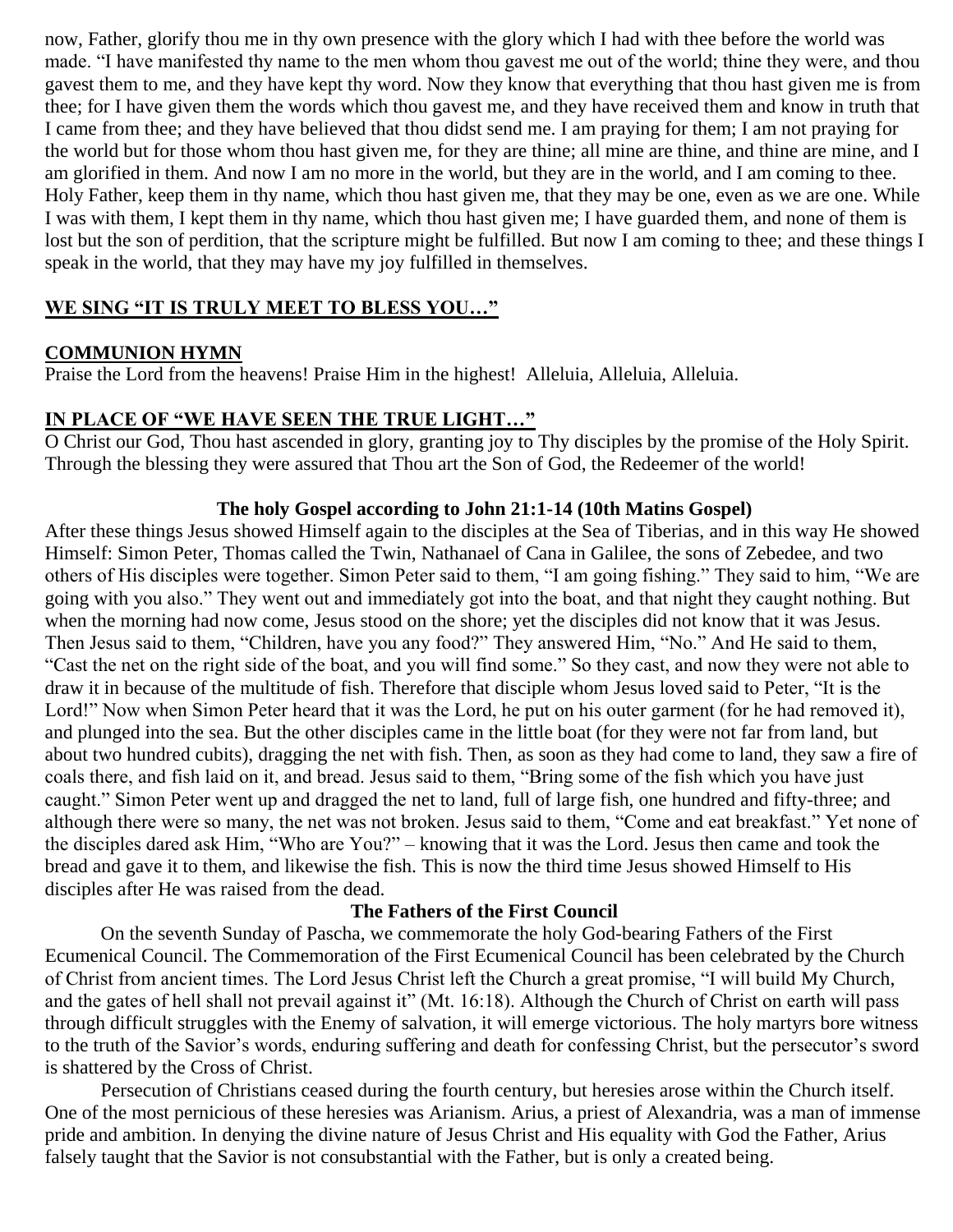now, Father, glorify thou me in thy own presence with the glory which I had with thee before the world was made. "I have manifested thy name to the men whom thou gavest me out of the world; thine they were, and thou gavest them to me, and they have kept thy word. Now they know that everything that thou hast given me is from thee; for I have given them the words which thou gavest me, and they have received them and know in truth that I came from thee; and they have believed that thou didst send me. I am praying for them; I am not praying for the world but for those whom thou hast given me, for they are thine; all mine are thine, and thine are mine, and I am glorified in them. And now I am no more in the world, but they are in the world, and I am coming to thee. Holy Father, keep them in thy name, which thou hast given me, that they may be one, even as we are one. While I was with them, I kept them in thy name, which thou hast given me; I have guarded them, and none of them is lost but the son of perdition, that the scripture might be fulfilled. But now I am coming to thee; and these things I speak in the world, that they may have my joy fulfilled in themselves.

**WE SING "IT IS TRULY MEET TO BLESS YOU…"**

**COMMUNION HYMN**

Praise the Lord from the heavens! Praise Him in the highest! Alleluia, Alleluia, Alleluia.

**IN PLACE OF "WE HAVE SEEN THE TRUE LIGHT…"**

O Christ our God, Thou hast ascended in glory, granting joy to Thy disciples by the promise of the Holy Spirit. Through the blessing they were assured that Thou art the Son of God, the Redeemer of the world!

**The holy Gospel according to John 21:1-14 (10th Matins Gospel)**

After these things Jesus showed Himself again to the disciples at the Sea of Tiberias, and in this way He showed Himself: Simon Peter, Thomas called the Twin, Nathanael of Cana in Galilee, the sons of Zebedee, and two others of His disciples were together. Simon Peter said to them, "I am going fishing." They said to him, "We are going with you also." They went out and immediately got into the boat, and that night they caught nothing. But when the morning had now come, Jesus stood on the shore; yet the disciples did not know that it was Jesus. Then Jesus said to them, "Children, have you any food?" They answered Him, "No." And He said to them, "Cast the net on the right side of the boat, and you will find some." So they cast, and now they were not able to draw it in because of the multitude of fish. Therefore that disciple whom Jesus loved said to Peter, "It is the Lord!" Now when Simon Peter heard that it was the Lord, he put on his outer garment (for he had removed it), and plunged into the sea. But the other disciples came in the little boat (for they were not far from land, but about two hundred cubits), dragging the net with fish. Then, as soon as they had come to land, they saw a fire of coals there, and fish laid on it, and bread. Jesus said to them, "Bring some of the fish which you have just caught." Simon Peter went up and dragged the net to land, full of large fish, one hundred and fifty-three; and although there were so many, the net was not broken. Jesus said to them, "Come and eat breakfast." Yet none of the disciples dared ask Him, "Who are You?" – knowing that it was the Lord. Jesus then came and took the bread and gave it to them, and likewise the fish. This is now the third time Jesus showed Himself to His disciples after He was raised from the dead.

**The Fathers of the First Council**

On the seventh Sunday of Pascha, we commemorate the holy God-bearing Fathers of the First Ecumenical Council. The Commemoration of the First Ecumenical Council has been celebrated by the Church of Christ from ancient times. The Lord Jesus Christ left the Church a great promise, "I will build My Church, and the gates of hell shall not prevail against it" (Mt. 16:18). Although the Church of Christ on earth will pass through difficult struggles with the Enemy of salvation, it will emerge victorious. The holy martyrs bore witness to the truth of the Savior's words, enduring suffering and death for confessing Christ, but the persecutor's sword is shattered by the Cross of Christ.

Persecution of Christians ceased during the fourth century, but heresies arose within the Church itself. One of the most pernicious of these heresies was Arianism. Arius, a priest of Alexandria, was a man of immense pride and ambition. In denying the divine nature of Jesus Christ and His equality with God the Father, Arius falsely taught that the Savior is not consubstantial with the Father, but is only a created being.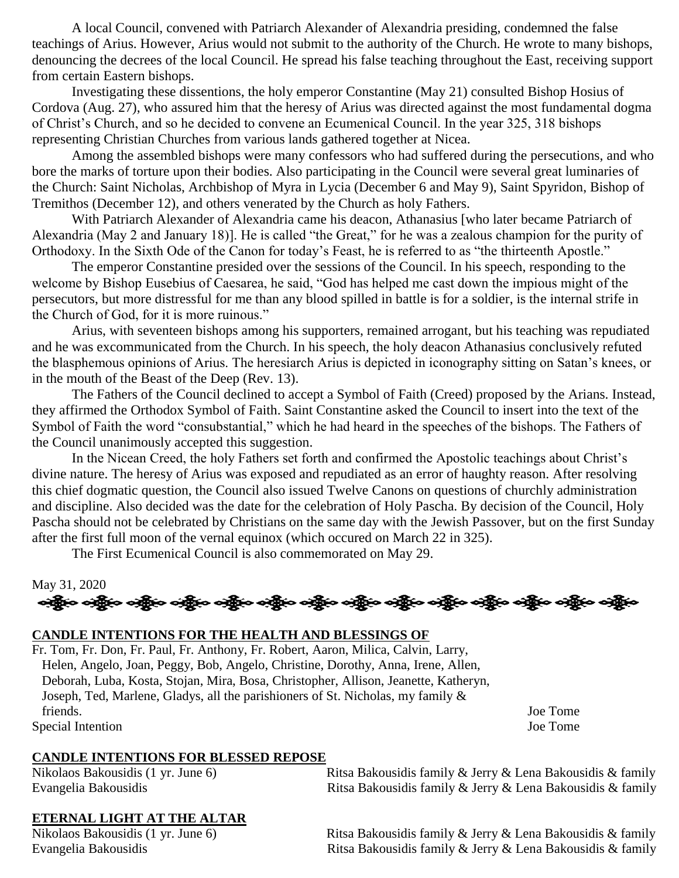A local Council, convened with Patriarch Alexander of Alexandria presiding, condemned the false teachings of Arius. However, Arius would not submit to the authority of the Church. He wrote to many bishops, denouncing the decrees of the local Council. He spread his false teaching throughout the East, receiving support from certain Eastern bishops.

Investigating these dissentions, the holy emperor Constantine (May 21) consulted Bishop Hosius of Cordova (Aug. 27), who assured him that the heresy of Arius was directed against the most fundamental dogma of Christ's Church, and so he decided to convene an Ecumenical Council. In the year 325, 318 bishops representing Christian Churches from various lands gathered together at Nicea.

Among the assembled bishops were many confessors who had suffered during the persecutions, and who bore the marks of torture upon their bodies. Also participating in the Council were several great luminaries of the Church: Saint Nicholas, Archbishop of Myra in Lycia (December 6 and May 9), Saint Spyridon, Bishop of Tremithos (December 12), and others venerated by the Church as holy Fathers.

With Patriarch Alexander of Alexandria came his deacon, Athanasius [who later became Patriarch of Alexandria (May 2 and January 18)]. He is called "the Great," for he was a zealous champion for the purity of Orthodoxy. In the Sixth Ode of the Canon for today's Feast, he is referred to as "the thirteenth Apostle."

The emperor Constantine presided over the sessions of the Council. In his speech, responding to the welcome by Bishop Eusebius of Caesarea, he said, "God has helped me cast down the impious might of the persecutors, but more distressful for me than any blood spilled in battle is for a soldier, is the internal strife in the Church of God, for it is more ruinous."

Arius, with seventeen bishops among his supporters, remained arrogant, but his teaching was repudiated and he was excommunicated from the Church. In his speech, the holy deacon Athanasius conclusively refuted the blasphemous opinions of Arius. The heresiarch Arius is depicted in iconography sitting on Satan's knees, or in the mouth of the Beast of the Deep (Rev. 13).

The Fathers of the Council declined to accept a Symbol of Faith (Creed) proposed by the Arians. Instead, they affirmed the Orthodox Symbol of Faith. Saint Constantine asked the Council to insert into the text of the Symbol of Faith the word "consubstantial," which he had heard in the speeches of the bishops. The Fathers of the Council unanimously accepted this suggestion.

In the Nicean Creed, the holy Fathers set forth and confirmed the Apostolic teachings about Christ's divine nature. The heresy of Arius was exposed and repudiated as an error of haughty reason. After resolving this chief dogmatic question, the Council also issued Twelve Canons on questions of churchly administration and discipline. Also decided was the date for the celebration of Holy Pascha. By decision of the Council, Holy Pascha should not be celebrated by Christians on the same day with the Jewish Passover, but on the first Sunday after the first full moon of the vernal equinox (which occured on March 22 in 325).

The First Ecumenical Council is also commemorated on May 29.

May 31, 2020

## CANDLE INTENTIONS FOR THE HEALTH AND BLESSINGS OF

Fr. Tom, Fr. Don, Fr. Paul, Fr. Anthony, Fr. Robert, Aaron, Milica, Calvin, Larry, Helen, Angelo, Joan, Peggy, Bob, Angelo, Christine, Dorothy, Anna, Irene, Allen, Deborah, Luba, Kosta, Stojan, Mira, Bosa, Christopher, Allison, Jeanette, Katheryn, Joseph, Ted, Marlene, Gladys, all the parishioners of St. Nicholas, my family & friends. — Joe Tome

Special Intention — Joe Tome

## CANDLE INTENTIONS FOR BLESSED REPOSE

Nikolaos Bakousidis (1 yr. June 6) — Ritsa Bakousidis family & Jerry & Lena Bakousidis & family

Evangelia Bakousidis — Ritsa Bakousidis family & Jerry & Lena Bakousidis & family

## ETERNAL LIGHT AT THE ALTAR

Nikolaos Bakousidis (1 yr. June 6) — Ritsa Bakousidis family & Jerry & Lena Bakousidis & family

Evangelia Bakousidis — Ritsa Bakousidis family & Jerry & Lena Bakousidis & family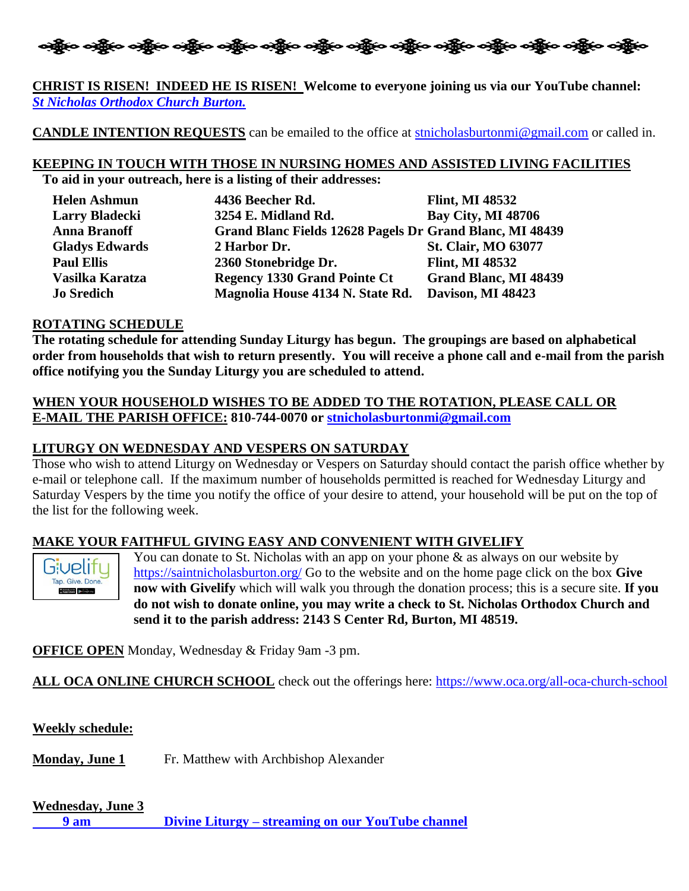**CHRIST IS RISEN! INDEED HE IS RISEN!** **Welcome to everyone joining us via our YouTube channel:** ***St Nicholas Orthodox Church Burton.***

**CANDLE INTENTION REQUESTS** can be emailed to the office at stnicholasburtonmi@gmail.com or called in.

**KEEPING IN TOUCH WITH THOSE IN NURSING HOMES AND ASSISTED LIVING FACILITIES**

**To aid in your outreach, here is a listing of their addresses:**

| | | |
|---|---|---|
| **Helen Ashmun** | **4436 Beecher Rd.** | **Flint, MI 48532** |
| **Larry Bladecki** | **3254 E. Midland Rd.** | **Bay City, MI 48706** |
| **Anna Branoff** | **Grand Blanc Fields 12628 Pagels Dr** | **Grand Blanc, MI 48439** |
| **Gladys Edwards** | **2 Harbor Dr.** | **St. Clair, MO 63077** |
| **Paul Ellis** | **2360 Stonebridge Dr.** | **Flint, MI 48532** |
| **Vasilka Karatza** | **Regency 1330 Grand Pointe Ct** | **Grand Blanc, MI 48439** |
| **Jo Sredich** | **Magnolia House 4134 N. State Rd.** | **Davison, MI 48423** |

**ROTATING SCHEDULE**

**The rotating schedule for attending Sunday Liturgy has begun. The groupings are based on alphabetical order from households that wish to return presently. You will receive a phone call and e-mail from the parish office notifying you the Sunday Liturgy you are scheduled to attend.**

**WHEN YOUR HOUSEHOLD WISHES TO BE ADDED TO THE ROTATION, PLEASE CALL OR E-MAIL THE PARISH OFFICE: 810-744-0070 or stnicholasburtonmi@gmail.com**

**LITURGY ON WEDNESDAY AND VESPERS ON SATURDAY**

Those who wish to attend Liturgy on Wednesday or Vespers on Saturday should contact the parish office whether by e-mail or telephone call. If the maximum number of households permitted is reached for Wednesday Liturgy and Saturday Vespers by the time you notify the office of your desire to attend, your household will be put on the top of the list for the following week.

**MAKE YOUR FAITHFUL GIVING EASY AND CONVENIENT WITH GIVELIFY**

You can donate to St. Nicholas with an app on your phone & as always on our website by https://saintnicholasburton.org/ Go to the website and on the home page click on the box **Give now with Givelify** which will walk you through the donation process; this is a secure site. **If you do not wish to donate online, you may write a check to St. Nicholas Orthodox Church and send it to the parish address: 2143 S Center Rd, Burton, MI 48519.**

**OFFICE OPEN** Monday, Wednesday & Friday 9am -3 pm.

**ALL OCA ONLINE CHURCH SCHOOL** check out the offerings here: https://www.oca.org/all-oca-church-school

**Weekly schedule:**

**Monday, June 1** Fr. Matthew with Archbishop Alexander

**Wednesday, June 3**

**9 am** **Divine Liturgy – streaming on our YouTube channel**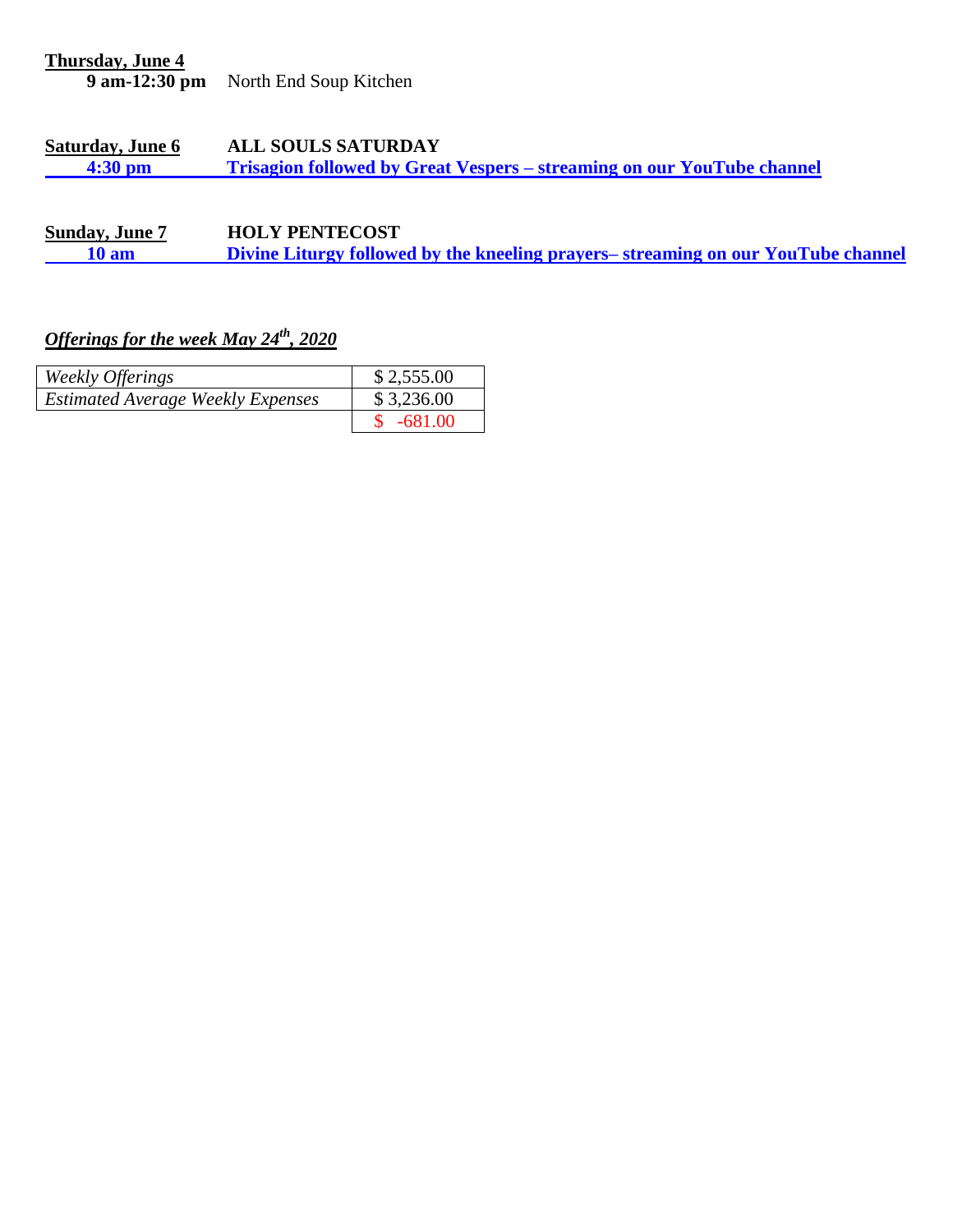**Thursday, June 4**

**9 am-12:30 pm** North End Soup Kitchen

**Saturday, June 6** **ALL SOULS SATURDAY**

**4:30 pm** **Trisagion followed by Great Vespers – streaming on our YouTube channel**

**Sunday, June 7** **HOLY PENTECOST**

**10 am** **Divine Liturgy followed by the kneeling prayers– streaming on our YouTube channel**

***Offerings for the week May 24th, 2020***

| | |
|---|---|
| *Weekly Offerings* | $ 2,555.00 |
| *Estimated Average Weekly Expenses* | $ 3,236.00 |
| | $ -681.00 |